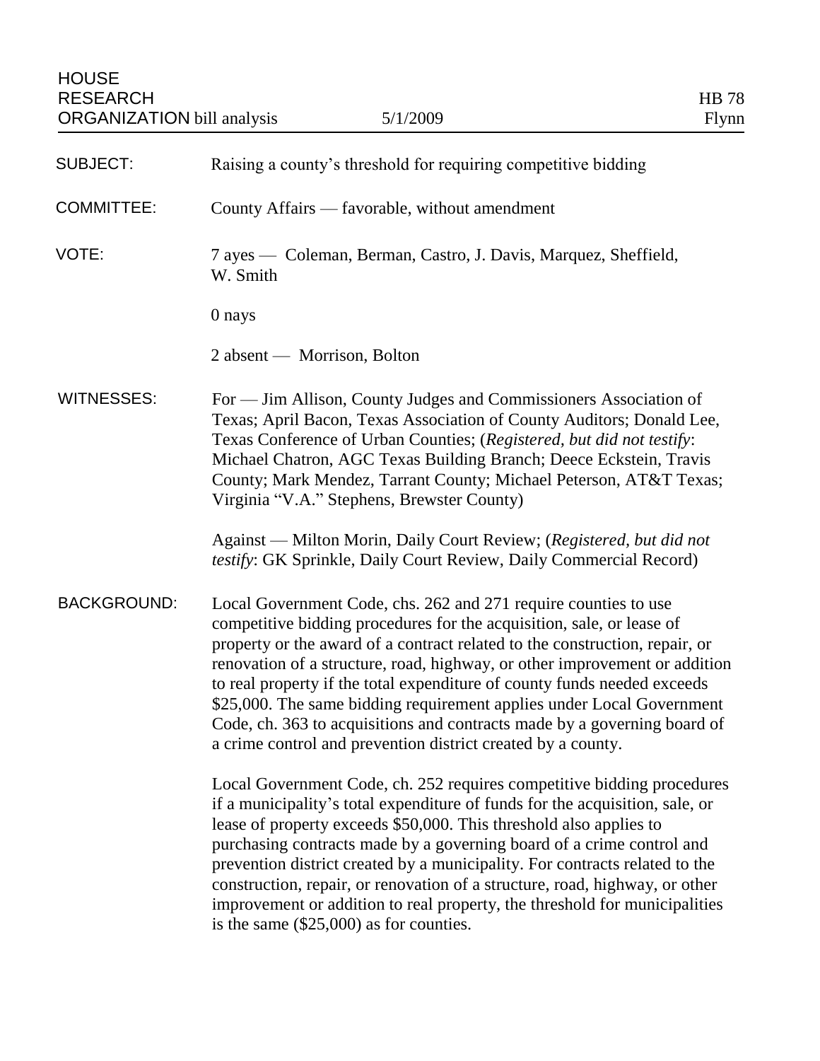HOUSE RESEARCH ORGANIZATION bill analysis — 5/1/2009 — HB 78 Flynn

**SUBJECT:** Raising a county's threshold for requiring competitive bidding

**COMMITTEE:** County Affairs — favorable, without amendment

**VOTE:** 7 ayes — Coleman, Berman, Castro, J. Davis, Marquez, Sheffield, W. Smith

0 nays

2 absent — Morrison, Bolton

**WITNESSES:** For — Jim Allison, County Judges and Commissioners Association of Texas; April Bacon, Texas Association of County Auditors; Donald Lee, Texas Conference of Urban Counties; (*Registered, but did not testify*: Michael Chatron, AGC Texas Building Branch; Deece Eckstein, Travis County; Mark Mendez, Tarrant County; Michael Peterson, AT&T Texas; Virginia "V.A." Stephens, Brewster County)

Against — Milton Morin, Daily Court Review; (*Registered, but did not testify*: GK Sprinkle, Daily Court Review, Daily Commercial Record)

**BACKGROUND:** Local Government Code, chs. 262 and 271 require counties to use competitive bidding procedures for the acquisition, sale, or lease of property or the award of a contract related to the construction, repair, or renovation of a structure, road, highway, or other improvement or addition to real property if the total expenditure of county funds needed exceeds $25,000. The same bidding requirement applies under Local Government Code, ch. 363 to acquisitions and contracts made by a governing board of a crime control and prevention district created by a county.

Local Government Code, ch. 252 requires competitive bidding procedures if a municipality's total expenditure of funds for the acquisition, sale, or lease of property exceeds $50,000. This threshold also applies to purchasing contracts made by a governing board of a crime control and prevention district created by a municipality. For contracts related to the construction, repair, or renovation of a structure, road, highway, or other improvement or addition to real property, the threshold for municipalities is the same ($25,000) as for counties.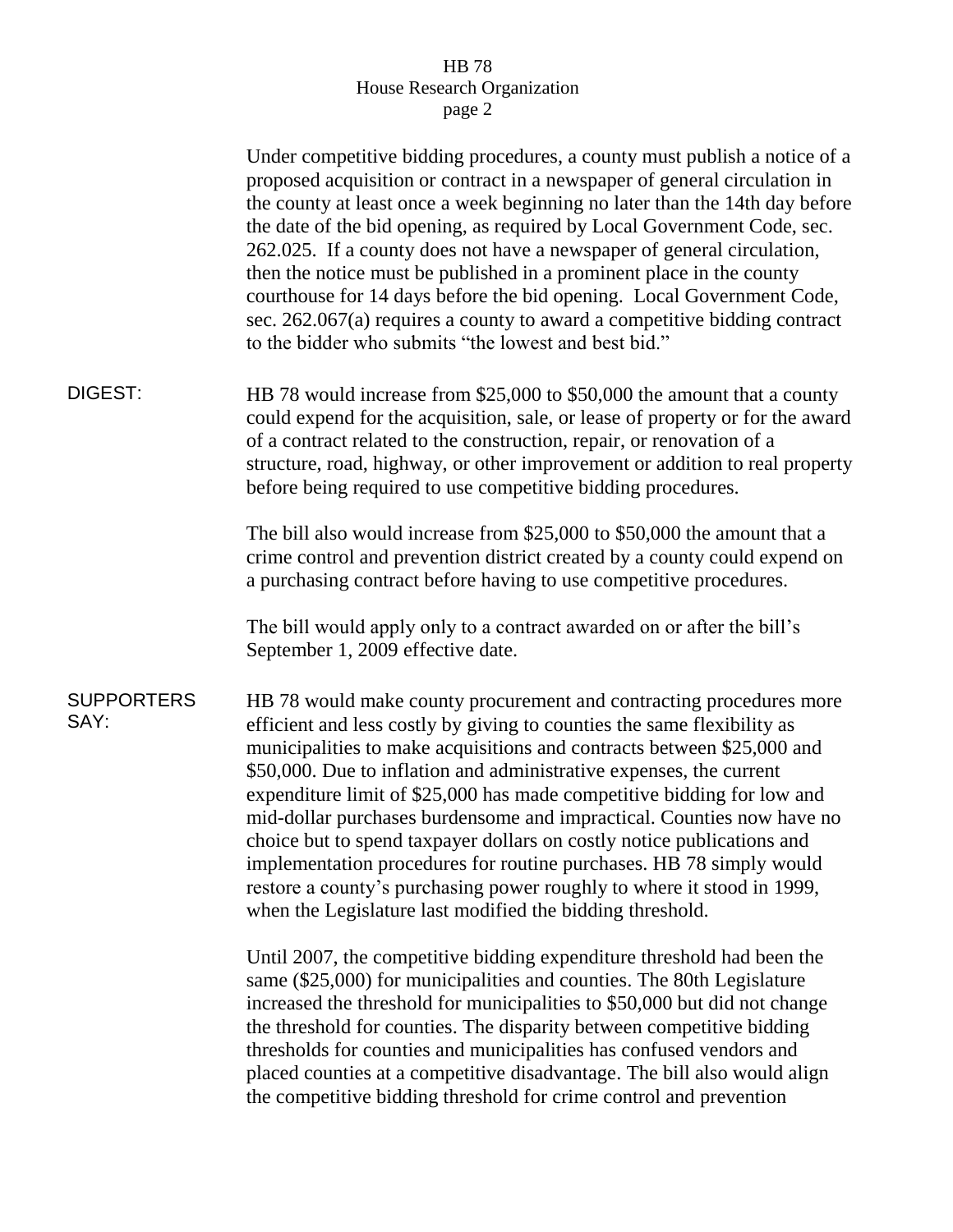Under competitive bidding procedures, a county must publish a notice of a proposed acquisition or contract in a newspaper of general circulation in the county at least once a week beginning no later than the 14th day before the date of the bid opening, as required by Local Government Code, sec. 262.025. If a county does not have a newspaper of general circulation, then the notice must be published in a prominent place in the county courthouse for 14 days before the bid opening. Local Government Code, sec. 262.067(a) requires a county to award a competitive bidding contract to the bidder who submits "the lowest and best bid."

**DIGEST:**

HB 78 would increase from $25,000 to $50,000 the amount that a county could expend for the acquisition, sale, or lease of property or for the award of a contract related to the construction, repair, or renovation of a structure, road, highway, or other improvement or addition to real property before being required to use competitive bidding procedures.

The bill also would increase from $25,000 to $50,000 the amount that a crime control and prevention district created by a county could expend on a purchasing contract before having to use competitive procedures.

The bill would apply only to a contract awarded on or after the bill's September 1, 2009 effective date.

**SUPPORTERS SAY:**

HB 78 would make county procurement and contracting procedures more efficient and less costly by giving to counties the same flexibility as municipalities to make acquisitions and contracts between $25,000 and $50,000. Due to inflation and administrative expenses, the current expenditure limit of $25,000 has made competitive bidding for low and mid-dollar purchases burdensome and impractical. Counties now have no choice but to spend taxpayer dollars on costly notice publications and implementation procedures for routine purchases. HB 78 simply would restore a county's purchasing power roughly to where it stood in 1999, when the Legislature last modified the bidding threshold.

Until 2007, the competitive bidding expenditure threshold had been the same ($25,000) for municipalities and counties. The 80th Legislature increased the threshold for municipalities to $50,000 but did not change the threshold for counties. The disparity between competitive bidding thresholds for counties and municipalities has confused vendors and placed counties at a competitive disadvantage. The bill also would align the competitive bidding threshold for crime control and prevention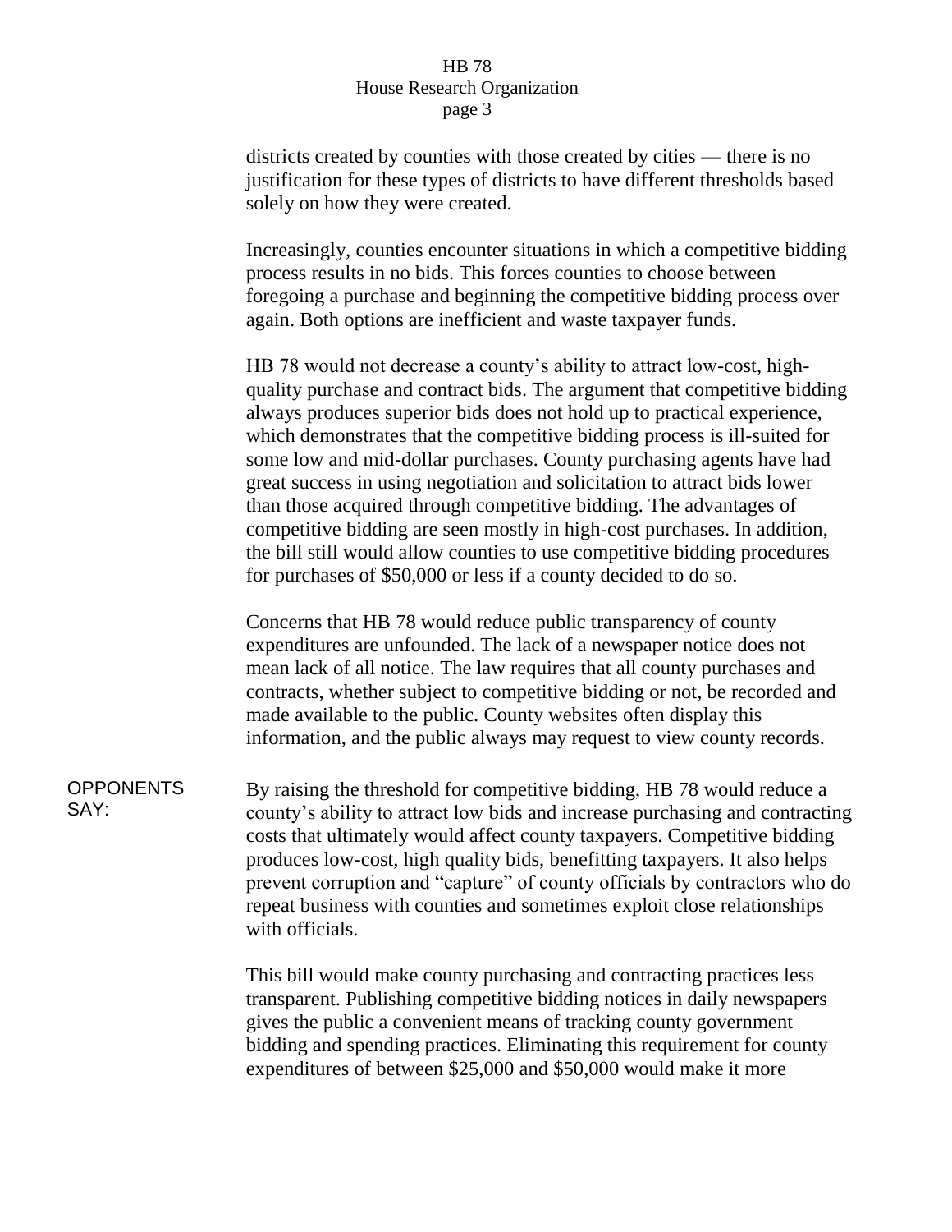districts created by counties with those created by cities — there is no justification for these types of districts to have different thresholds based solely on how they were created.

Increasingly, counties encounter situations in which a competitive bidding process results in no bids. This forces counties to choose between foregoing a purchase and beginning the competitive bidding process over again. Both options are inefficient and waste taxpayer funds.

HB 78 would not decrease a county's ability to attract low-cost, high-quality purchase and contract bids. The argument that competitive bidding always produces superior bids does not hold up to practical experience, which demonstrates that the competitive bidding process is ill-suited for some low and mid-dollar purchases. County purchasing agents have had great success in using negotiation and solicitation to attract bids lower than those acquired through competitive bidding. The advantages of competitive bidding are seen mostly in high-cost purchases. In addition, the bill still would allow counties to use competitive bidding procedures for purchases of $50,000 or less if a county decided to do so.

Concerns that HB 78 would reduce public transparency of county expenditures are unfounded. The lack of a newspaper notice does not mean lack of all notice. The law requires that all county purchases and contracts, whether subject to competitive bidding or not, be recorded and made available to the public. County websites often display this information, and the public always may request to view county records.

**OPPONENTS SAY:**

By raising the threshold for competitive bidding, HB 78 would reduce a county's ability to attract low bids and increase purchasing and contracting costs that ultimately would affect county taxpayers. Competitive bidding produces low-cost, high quality bids, benefitting taxpayers. It also helps prevent corruption and "capture" of county officials by contractors who do repeat business with counties and sometimes exploit close relationships with officials.

This bill would make county purchasing and contracting practices less transparent. Publishing competitive bidding notices in daily newspapers gives the public a convenient means of tracking county government bidding and spending practices. Eliminating this requirement for county expenditures of between $25,000 and $50,000 would make it more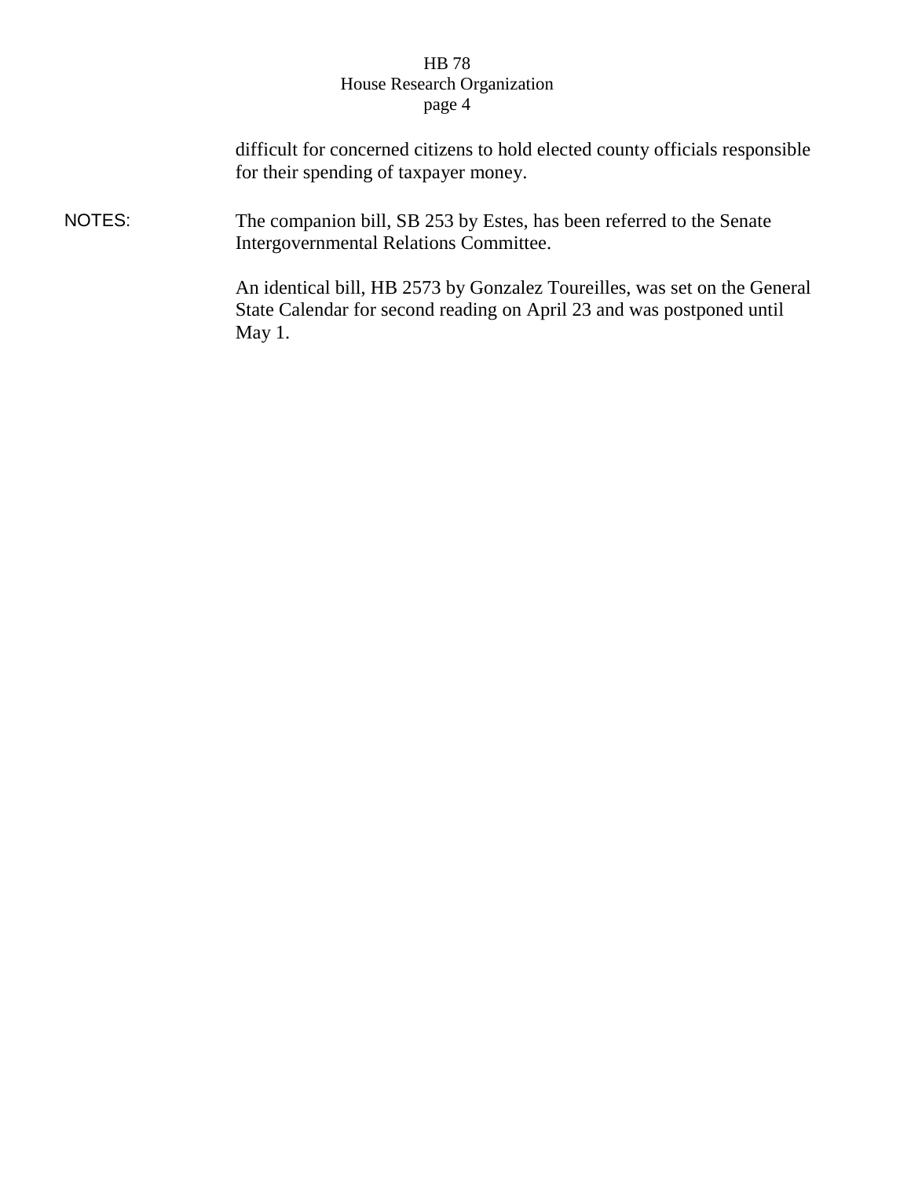difficult for concerned citizens to hold elected county officials responsible for their spending of taxpayer money.

NOTES: The companion bill, SB 253 by Estes, has been referred to the Senate Intergovernmental Relations Committee.

An identical bill, HB 2573 by Gonzalez Toureilles, was set on the General State Calendar for second reading on April 23 and was postponed until May 1.